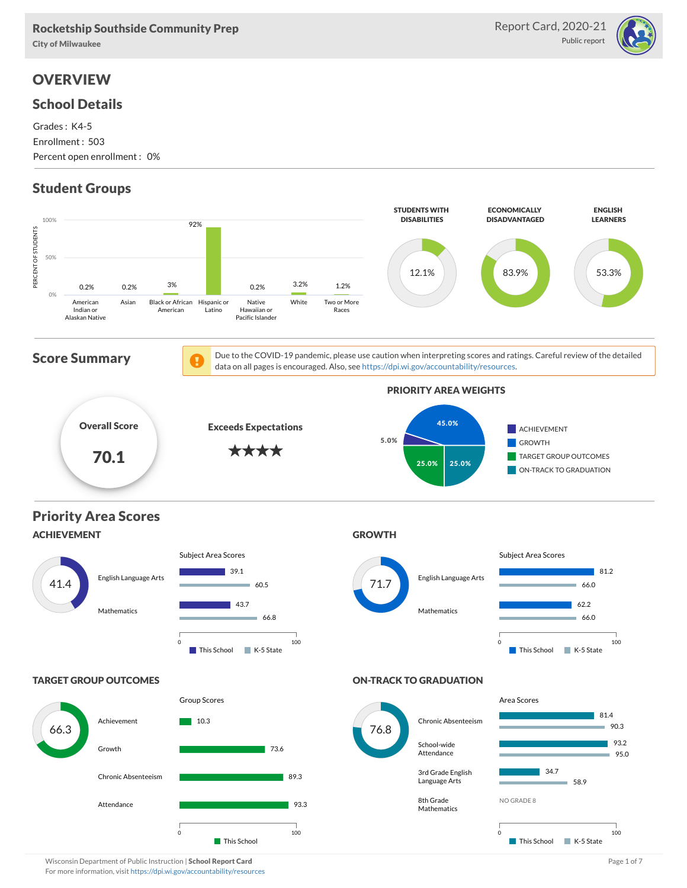# Rocketship Southside Community Prep

City of Milwaukee

Report Card, 2020-21
Public report

## OVERVIEW

### School Details

Grades : K4-5
Enrollment : 503
Percent open enrollment : 0%

### Student Groups

| Group | Percent of Students |
|---|---|
| American Indian or Alaskan Native | 0.2% |
| Asian | 0.2% |
| Black or African American | 3% |
| Hispanic or Latino | 92% |
| Native Hawaiian or Pacific Islander | 0.2% |
| White | 3.2% |
| Two or More Races | 1.2% |

| STUDENTS WITH DISABILITIES | ECONOMICALLY DISADVANTAGED | ENGLISH LEARNERS |
|---|---|---|
| 12.1% | 83.9% | 53.3% |

### Score Summary

Due to the COVID-19 pandemic, please use caution when interpreting scores and ratings. Careful review of the detailed data on all pages is encouraged. Also, see https://dpi.wi.gov/accountability/resources.

**Overall Score:** 70.1

**Exceeds Expectations** ★★★★

**PRIORITY AREA WEIGHTS**

| Priority Area | Weight |
|---|---|
| ACHIEVEMENT | 5.0% |
| GROWTH | 45.0% |
| TARGET GROUP OUTCOMES | 25.0% |
| ON-TRACK TO GRADUATION | 25.0% |

## Priority Area Scores

### ACHIEVEMENT

Score: 41.4

Subject Area Scores

| Subject | This School | K-5 State |
|---|---|---|
| English Language Arts | 39.1 | 60.5 |
| Mathematics | 43.7 | 66.8 |

### GROWTH

Score: 71.7

Subject Area Scores

| Subject | This School | K-5 State |
|---|---|---|
| English Language Arts | 81.2 | 66.0 |
| Mathematics | 62.2 | 66.0 |

### TARGET GROUP OUTCOMES

Score: 66.3

Group Scores

| Group | This School |
|---|---|
| Achievement | 10.3 |
| Growth | 73.6 |
| Chronic Absenteeism | 89.3 |
| Attendance | 93.3 |

### ON-TRACK TO GRADUATION

Score: 76.8

Area Scores

| Area | This School | K-5 State |
|---|---|---|
| Chronic Absenteeism | 81.4 | 90.3 |
| School-wide Attendance | 93.2 | 95.0 |
| 3rd Grade English Language Arts | 34.7 | 58.9 |
| 8th Grade Mathematics | NO GRADE 8 | |

Wisconsin Department of Public Instruction | **School Report Card**
For more information, visit https://dpi.wi.gov/accountability/resources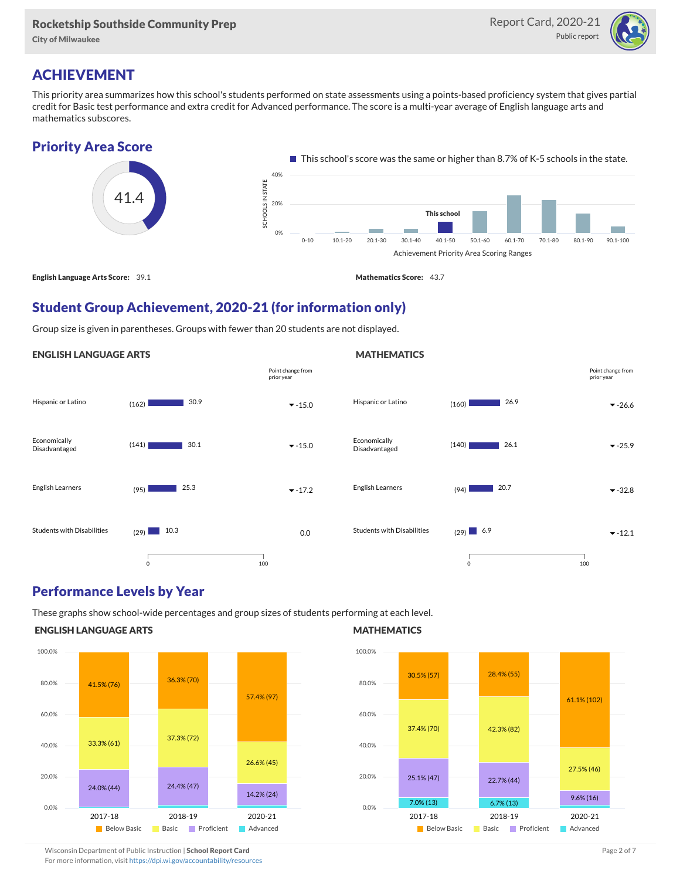# ACHIEVEMENT

This priority area summarizes how this school's students performed on state assessments using a points-based proficiency system that gives partial credit for Basic test performance and extra credit for Advanced performance. The score is a multi-year average of English language arts and mathematics subscores.

## Priority Area Score

41.4

This school's score was the same or higher than 8.7% of K-5 schools in the state.

**English Language Arts Score:** 39.1

**Mathematics Score:** 43.7

## Student Group Achievement, 2020-21 (for information only)

Group size is given in parentheses. Groups with fewer than 20 students are not displayed.

### ENGLISH LANGUAGE ARTS

| Group | Size | Score | Point change from prior year |
|---|---|---|---|
| Hispanic or Latino | (162) | 30.9 | -15.0 |
| Economically Disadvantaged | (141) | 30.1 | -15.0 |
| English Learners | (95) | 25.3 | -17.2 |
| Students with Disabilities | (29) | 10.3 | 0.0 |

### MATHEMATICS

| Group | Size | Score | Point change from prior year |
|---|---|---|---|
| Hispanic or Latino | (160) | 26.9 | -26.6 |
| Economically Disadvantaged | (140) | 26.1 | -25.9 |
| English Learners | (94) | 20.7 | -32.8 |
| Students with Disabilities | (29) | 6.9 | -12.1 |

## Performance Levels by Year

These graphs show school-wide percentages and group sizes of students performing at each level.

### ENGLISH LANGUAGE ARTS

| Level | 2017-18 | 2018-19 | 2020-21 |
|---|---|---|---|
| Below Basic | 41.5% (76) | 36.3% (70) | 57.4% (97) |
| Basic | 33.3% (61) | 37.3% (72) | 26.6% (45) |
| Proficient | 24.0% (44) | 24.4% (47) | 14.2% (24) |
| Advanced | | | |

### MATHEMATICS

| Level | 2017-18 | 2018-19 | 2020-21 |
|---|---|---|---|
| Below Basic | 30.5% (57) | 28.4% (55) | 61.1% (102) |
| Basic | 37.4% (70) | 42.3% (82) | 27.5% (46) |
| Proficient | 25.1% (47) | 22.7% (44) | 9.6% (16) |
| Advanced | 7.0% (13) | 6.7% (13) | |

Wisconsin Department of Public Instruction | **School Report Card**
For more information, visit https://dpi.wi.gov/accountability/resources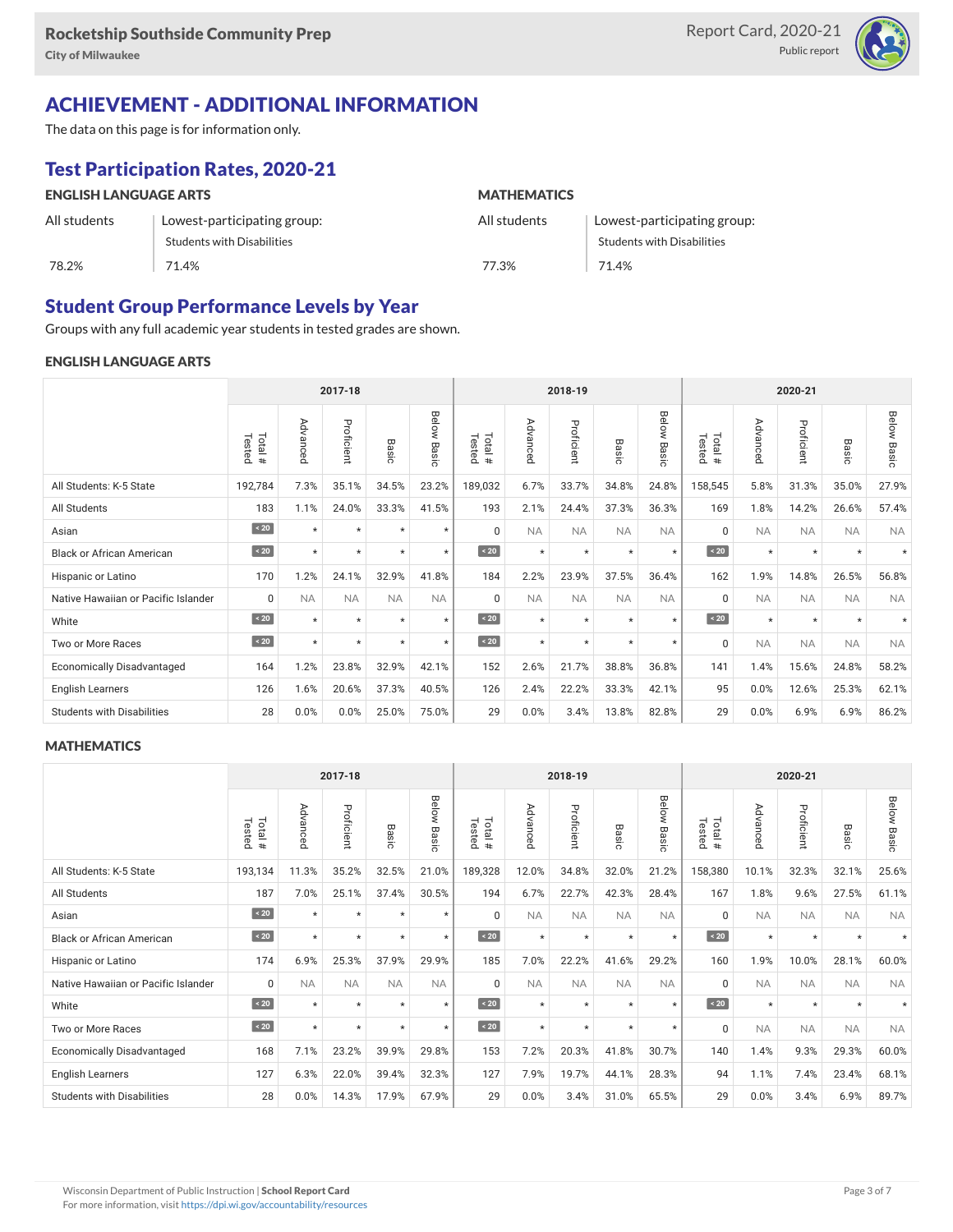Rocketship Southside Community Prep
City of Milwaukee

Report Card, 2020-21
Public report

# ACHIEVEMENT - ADDITIONAL INFORMATION

The data on this page is for information only.

## Test Participation Rates, 2020-21

### ENGLISH LANGUAGE ARTS

| All students | Lowest-participating group: Students with Disabilities |
|---|---|
| 78.2% | 71.4% |

### MATHEMATICS

| All students | Lowest-participating group: Students with Disabilities |
|---|---|
| 77.3% | 71.4% |

## Student Group Performance Levels by Year

Groups with any full academic year students in tested grades are shown.

### ENGLISH LANGUAGE ARTS

| | 2017-18 | | | | | 2018-19 | | | | | 2020-21 | | | | |
|---|---|---|---|---|---|---|---|---|---|---|---|---|---|---|---|
| | Total # Tested | Advanced | Proficient | Basic | Below Basic | Total # Tested | Advanced | Proficient | Basic | Below Basic | Total # Tested | Advanced | Proficient | Basic | Below Basic |
| All Students: K-5 State | 192,784 | 7.3% | 35.1% | 34.5% | 23.2% | 189,032 | 6.7% | 33.7% | 34.8% | 24.8% | 158,545 | 5.8% | 31.3% | 35.0% | 27.9% |
| All Students | 183 | 1.1% | 24.0% | 33.3% | 41.5% | 193 | 2.1% | 24.4% | 37.3% | 36.3% | 169 | 1.8% | 14.2% | 26.6% | 57.4% |
| Asian | < 20 | * | * | * | * | 0 | NA | NA | NA | NA | 0 | NA | NA | NA | NA |
| Black or African American | < 20 | * | * | * | * | < 20 | * | * | * | * | < 20 | * | * | * | * |
| Hispanic or Latino | 170 | 1.2% | 24.1% | 32.9% | 41.8% | 184 | 2.2% | 23.9% | 37.5% | 36.4% | 162 | 1.9% | 14.8% | 26.5% | 56.8% |
| Native Hawaiian or Pacific Islander | 0 | NA | NA | NA | NA | 0 | NA | NA | NA | NA | 0 | NA | NA | NA | NA |
| White | < 20 | * | * | * | * | < 20 | * | * | * | * | < 20 | * | * | * | * |
| Two or More Races | < 20 | * | * | * | * | < 20 | * | * | * | * | 0 | NA | NA | NA | NA |
| Economically Disadvantaged | 164 | 1.2% | 23.8% | 32.9% | 42.1% | 152 | 2.6% | 21.7% | 38.8% | 36.8% | 141 | 1.4% | 15.6% | 24.8% | 58.2% |
| English Learners | 126 | 1.6% | 20.6% | 37.3% | 40.5% | 126 | 2.4% | 22.2% | 33.3% | 42.1% | 95 | 0.0% | 12.6% | 25.3% | 62.1% |
| Students with Disabilities | 28 | 0.0% | 0.0% | 25.0% | 75.0% | 29 | 0.0% | 3.4% | 13.8% | 82.8% | 29 | 0.0% | 6.9% | 6.9% | 86.2% |

### MATHEMATICS

| | 2017-18 | | | | | 2018-19 | | | | | 2020-21 | | | | |
|---|---|---|---|---|---|---|---|---|---|---|---|---|---|---|---|
| | Total # Tested | Advanced | Proficient | Basic | Below Basic | Total # Tested | Advanced | Proficient | Basic | Below Basic | Total # Tested | Advanced | Proficient | Basic | Below Basic |
| All Students: K-5 State | 193,134 | 11.3% | 35.2% | 32.5% | 21.0% | 189,328 | 12.0% | 34.8% | 32.0% | 21.2% | 158,380 | 10.1% | 32.3% | 32.1% | 25.6% |
| All Students | 187 | 7.0% | 25.1% | 37.4% | 30.5% | 194 | 6.7% | 22.7% | 42.3% | 28.4% | 167 | 1.8% | 9.6% | 27.5% | 61.1% |
| Asian | < 20 | * | * | * | * | 0 | NA | NA | NA | NA | 0 | NA | NA | NA | NA |
| Black or African American | < 20 | * | * | * | * | < 20 | * | * | * | * | < 20 | * | * | * | * |
| Hispanic or Latino | 174 | 6.9% | 25.3% | 37.9% | 29.9% | 185 | 7.0% | 22.2% | 41.6% | 29.2% | 160 | 1.9% | 10.0% | 28.1% | 60.0% |
| Native Hawaiian or Pacific Islander | 0 | NA | NA | NA | NA | 0 | NA | NA | NA | NA | 0 | NA | NA | NA | NA |
| White | < 20 | * | * | * | * | < 20 | * | * | * | * | < 20 | * | * | * | * |
| Two or More Races | < 20 | * | * | * | * | < 20 | * | * | * | * | 0 | NA | NA | NA | NA |
| Economically Disadvantaged | 168 | 7.1% | 23.2% | 39.9% | 29.8% | 153 | 7.2% | 20.3% | 41.8% | 30.7% | 140 | 1.4% | 9.3% | 29.3% | 60.0% |
| English Learners | 127 | 6.3% | 22.0% | 39.4% | 32.3% | 127 | 7.9% | 19.7% | 44.1% | 28.3% | 94 | 1.1% | 7.4% | 23.4% | 68.1% |
| Students with Disabilities | 28 | 0.0% | 14.3% | 17.9% | 67.9% | 29 | 0.0% | 3.4% | 31.0% | 65.5% | 29 | 0.0% | 3.4% | 6.9% | 89.7% |

Wisconsin Department of Public Instruction | **School Report Card**
For more information, visit https://dpi.wi.gov/accountability/resources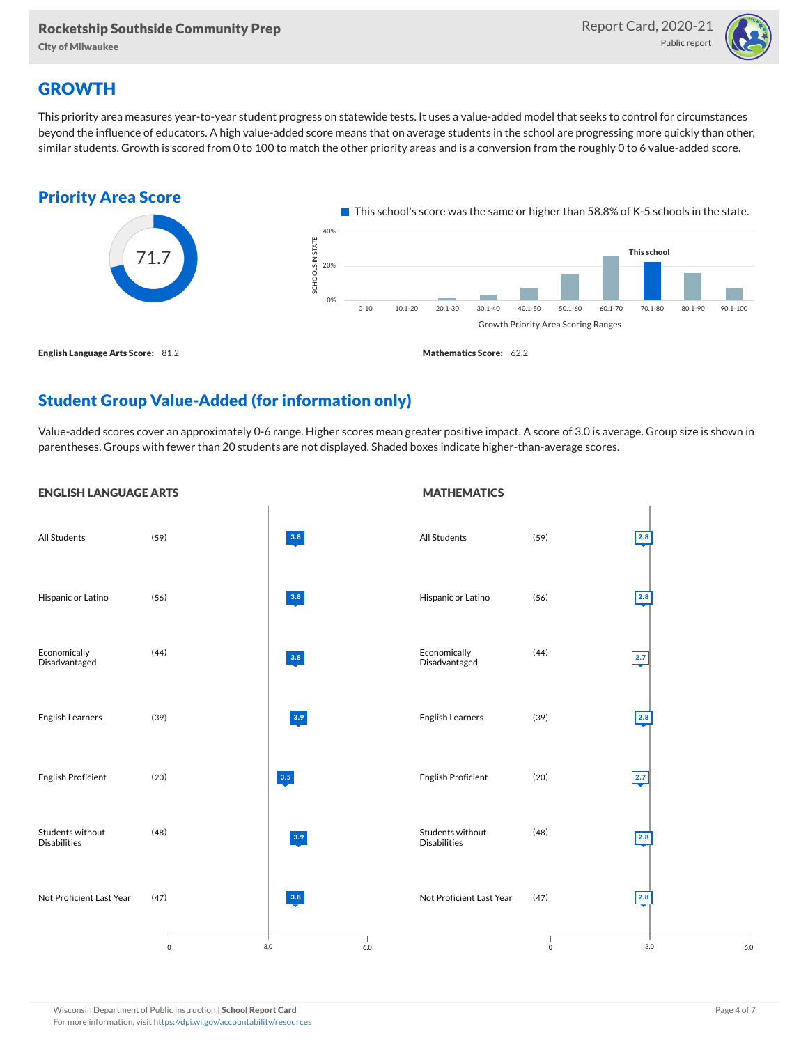## GROWTH

This priority area measures year-to-year student progress on statewide tests. It uses a value-added model that seeks to control for circumstances beyond the influence of educators. A high value-added score means that on average students in the school are progressing more quickly than other, similar students. Growth is scored from 0 to 100 to match the other priority areas and is a conversion from the roughly 0 to 6 value-added score.

### Priority Area Score

71.7

This school's score was the same or higher than 58.8% of K-5 schools in the state.

**English Language Arts Score:** 81.2

**Mathematics Score:** 62.2

## Student Group Value-Added (for information only)

Value-added scores cover an approximately 0-6 range. Higher scores mean greater positive impact. A score of 3.0 is average. Group size is shown in parentheses. Groups with fewer than 20 students are not displayed. Shaded boxes indicate higher-than-average scores.

### ENGLISH LANGUAGE ARTS

| Group | Size | Value-Added |
|---|---|---|
| All Students | (59) | 3.8 |
| Hispanic or Latino | (56) | 3.8 |
| Economically Disadvantaged | (44) | 3.8 |
| English Learners | (39) | 3.9 |
| English Proficient | (20) | 3.5 |
| Students without Disabilities | (48) | 3.9 |
| Not Proficient Last Year | (47) | 3.8 |

### MATHEMATICS

| Group | Size | Value-Added |
|---|---|---|
| All Students | (59) | 2.8 |
| Hispanic or Latino | (56) | 2.8 |
| Economically Disadvantaged | (44) | 2.7 |
| English Learners | (39) | 2.8 |
| English Proficient | (20) | 2.7 |
| Students without Disabilities | (48) | 2.8 |
| Not Proficient Last Year | (47) | 2.8 |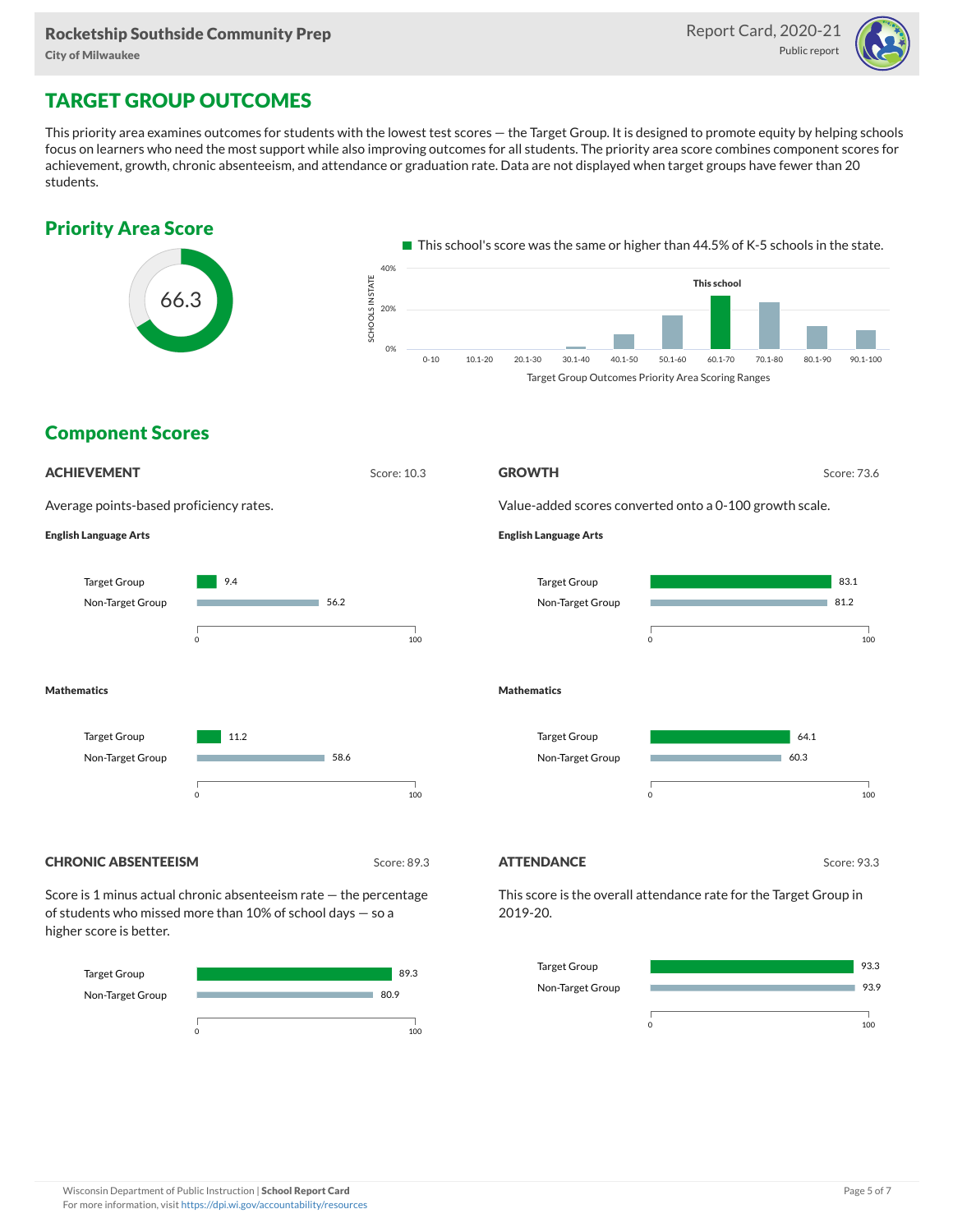## TARGET GROUP OUTCOMES

This priority area examines outcomes for students with the lowest test scores — the Target Group. It is designed to promote equity by helping schools focus on learners who need the most support while also improving outcomes for all students. The priority area score combines component scores for achievement, growth, chronic absenteeism, and attendance or graduation rate. Data are not displayed when target groups have fewer than 20 students.

### Priority Area Score

66.3

This school's score was the same or higher than 44.5% of K-5 schools in the state.

Target Group Outcomes Priority Area Scoring Ranges: 0-10, 10.1-20, 20.1-30, 30.1-40, 40.1-50, 50.1-60, 60.1-70 (This school), 70.1-80, 80.1-90, 90.1-100

### Component Scores

#### ACHIEVEMENT

Score: 10.3

Average points-based proficiency rates.

**English Language Arts**

| Group | Score |
| --- | --- |
| Target Group | 9.4 |
| Non-Target Group | 56.2 |

**Mathematics**

| Group | Score |
| --- | --- |
| Target Group | 11.2 |
| Non-Target Group | 58.6 |

#### GROWTH

Score: 73.6

Value-added scores converted onto a 0-100 growth scale.

**English Language Arts**

| Group | Score |
| --- | --- |
| Target Group | 83.1 |
| Non-Target Group | 81.2 |

**Mathematics**

| Group | Score |
| --- | --- |
| Target Group | 64.1 |
| Non-Target Group | 60.3 |

#### CHRONIC ABSENTEEISM

Score: 89.3

Score is 1 minus actual chronic absenteeism rate — the percentage of students who missed more than 10% of school days — so a higher score is better.

| Group | Score |
| --- | --- |
| Target Group | 89.3 |
| Non-Target Group | 80.9 |

#### ATTENDANCE

Score: 93.3

This score is the overall attendance rate for the Target Group in 2019-20.

| Group | Score |
| --- | --- |
| Target Group | 93.3 |
| Non-Target Group | 93.9 |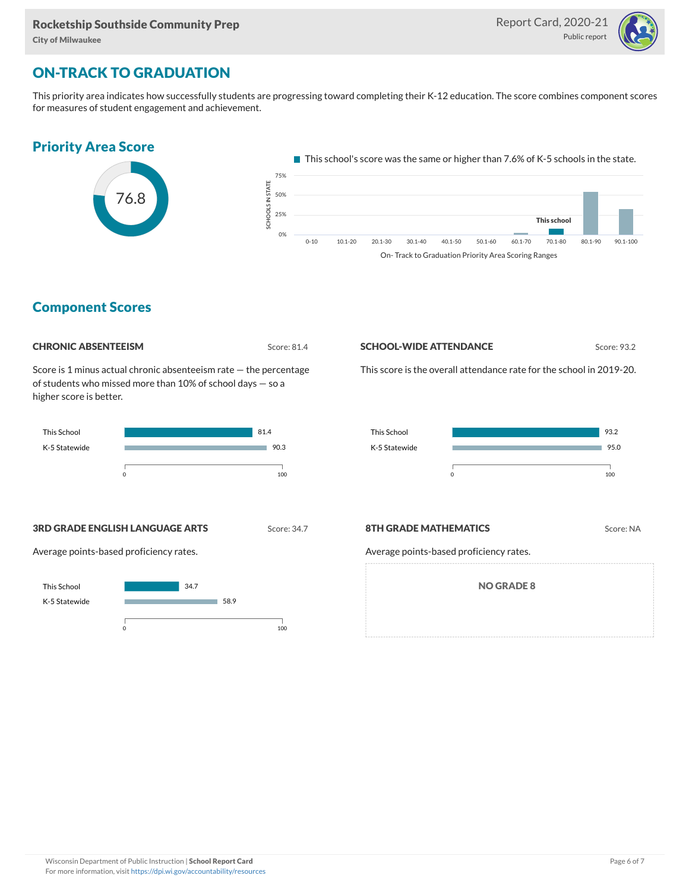## ON-TRACK TO GRADUATION

This priority area indicates how successfully students are progressing toward completing their K-12 education. The score combines component scores for measures of student engagement and achievement.

### Priority Area Score

76.8

This school's score was the same or higher than 7.6% of K-5 schools in the state.

### Component Scores

#### CHRONIC ABSENTEEISM

Score: 81.4

Score is 1 minus actual chronic absenteeism rate — the percentage of students who missed more than 10% of school days — so a higher score is better.

| | Score |
|---|---|
| This School | 81.4 |
| K-5 Statewide | 90.3 |

#### SCHOOL-WIDE ATTENDANCE

Score: 93.2

This score is the overall attendance rate for the school in 2019-20.

| | Score |
|---|---|
| This School | 93.2 |
| K-5 Statewide | 95.0 |

#### 3RD GRADE ENGLISH LANGUAGE ARTS

Score: 34.7

Average points-based proficiency rates.

| | Score |
|---|---|
| This School | 34.7 |
| K-5 Statewide | 58.9 |

#### 8TH GRADE MATHEMATICS

Score: NA

Average points-based proficiency rates.

NO GRADE 8

Wisconsin Department of Public Instruction | **School Report Card**
For more information, visit https://dpi.wi.gov/accountability/resources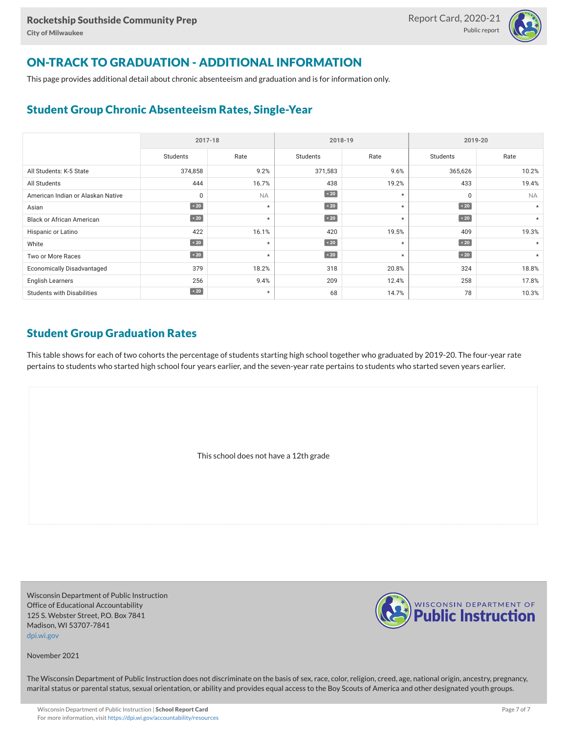## ON-TRACK TO GRADUATION - ADDITIONAL INFORMATION

This page provides additional detail about chronic absenteeism and graduation and is for information only.

### Student Group Chronic Absenteeism Rates, Single-Year

| | 2017-18 | | 2018-19 | | 2019-20 | |
|---|---|---|---|---|---|---|
| | Students | Rate | Students | Rate | Students | Rate |
| All Students: K-5 State | 374,858 | 9.2% | 371,583 | 9.6% | 365,626 | 10.2% |
| All Students | 444 | 16.7% | 438 | 19.2% | 433 | 19.4% |
| American Indian or Alaskan Native | 0 | NA | < 20 | * | 0 | NA |
| Asian | < 20 | * | < 20 | * | < 20 | * |
| Black or African American | < 20 | * | < 20 | * | < 20 | * |
| Hispanic or Latino | 422 | 16.1% | 420 | 19.5% | 409 | 19.3% |
| White | < 20 | * | < 20 | * | < 20 | * |
| Two or More Races | < 20 | * | < 20 | * | < 20 | * |
| Economically Disadvantaged | 379 | 18.2% | 318 | 20.8% | 324 | 18.8% |
| English Learners | 256 | 9.4% | 209 | 12.4% | 258 | 17.8% |
| Students with Disabilities | < 20 | * | 68 | 14.7% | 78 | 10.3% |

### Student Group Graduation Rates

This table shows for each of two cohorts the percentage of students starting high school together who graduated by 2019-20. The four-year rate pertains to students who started high school four years earlier, and the seven-year rate pertains to students who started seven years earlier.

This school does not have a 12th grade

Wisconsin Department of Public Instruction
Office of Educational Accountability
125 S. Webster Street, P.O. Box 7841
Madison, WI 53707-7841
dpi.wi.gov

November 2021

The Wisconsin Department of Public Instruction does not discriminate on the basis of sex, race, color, religion, creed, age, national origin, ancestry, pregnancy, marital status or parental status, sexual orientation, or ability and provides equal access to the Boy Scouts of America and other designated youth groups.